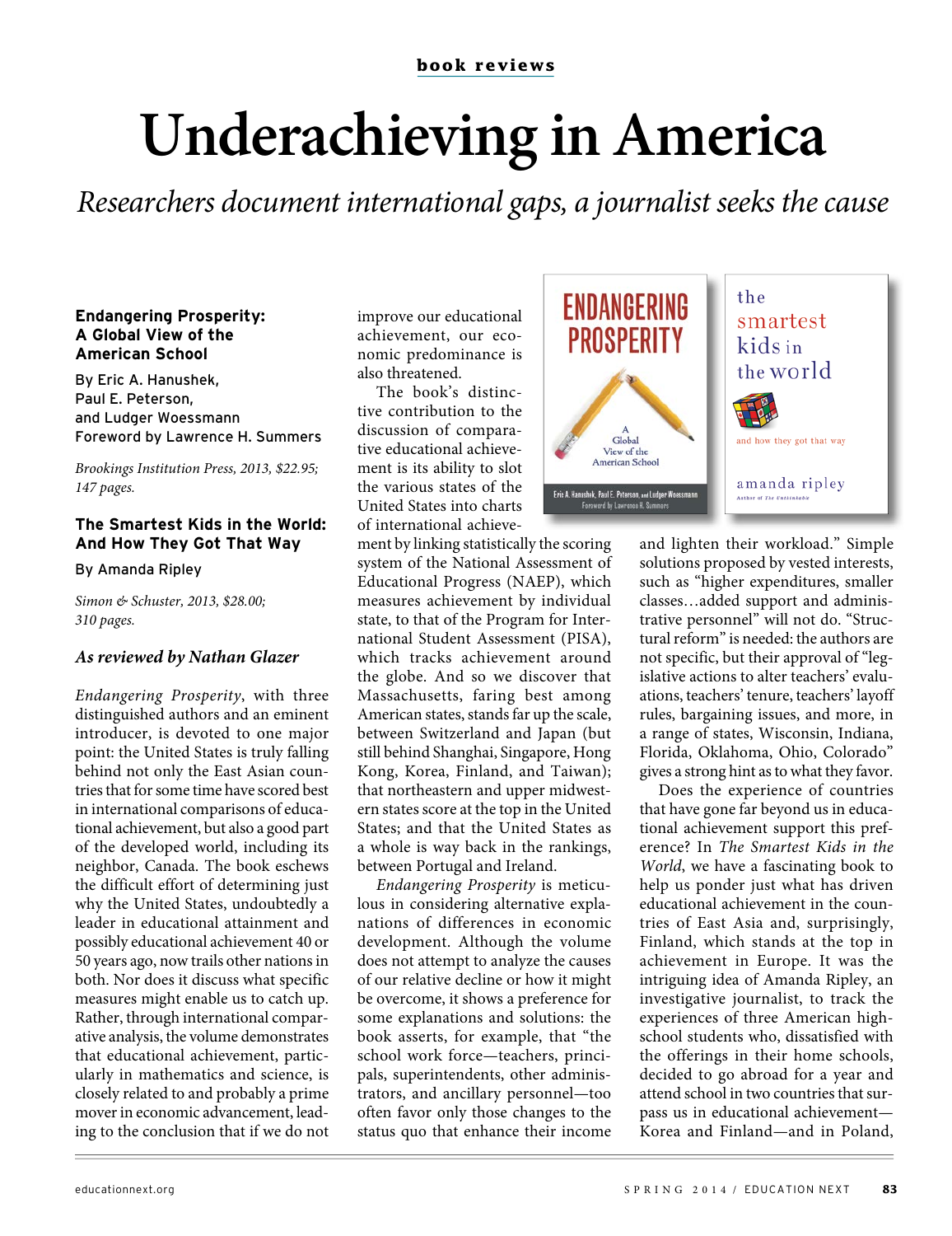book reviews

# Underachieving in America

*Researchers document international gaps, a journalist seeks the cause*

**Endangering Prosperity: A Global View of the American School**

By Eric A. Hanushek, Paul E. Peterson, and Ludger Woessmann
Foreword by Lawrence H. Summers

*Brookings Institution Press, 2013, $22.95; 147 pages.*

**The Smartest Kids in the World: And How They Got That Way**

By Amanda Ripley

*Simon & Schuster, 2013, $28.00; 310 pages.*

***As reviewed by Nathan Glazer***

*Endangering Prosperity*, with three distinguished authors and an eminent introducer, is devoted to one major point: the United States is truly falling behind not only the East Asian countries that for some time have scored best in international comparisons of educational achievement, but also a good part of the developed world, including its neighbor, Canada. The book eschews the difficult effort of determining just why the United States, undoubtedly a leader in educational attainment and possibly educational achievement 40 or 50 years ago, now trails other nations in both. Nor does it discuss what specific measures might enable us to catch up. Rather, through international comparative analysis, the volume demonstrates that educational achievement, particularly in mathematics and science, is closely related to and probably a prime mover in economic advancement, leading to the conclusion that if we do not improve our educational achievement, our economic predominance is also threatened.

The book's distinctive contribution to the discussion of comparative educational achievement is its ability to slot the various states of the United States into charts of international achievement by linking statistically the scoring system of the National Assessment of Educational Progress (NAEP), which measures achievement by individual state, to that of the Program for International Student Assessment (PISA), which tracks achievement around the globe. And so we discover that Massachusetts, faring best among American states, stands far up the scale, between Switzerland and Japan (but still behind Shanghai, Singapore, Hong Kong, Korea, Finland, and Taiwan); that northeastern and upper midwestern states score at the top in the United States; and that the United States as a whole is way back in the rankings, between Portugal and Ireland.

*Endangering Prosperity* is meticulous in considering alternative explanations of differences in economic development. Although the volume does not attempt to analyze the causes of our relative decline or how it might be overcome, it shows a preference for some explanations and solutions: the book asserts, for example, that "the school work force—teachers, principals, superintendents, other administrators, and ancillary personnel—too often favor only those changes to the status quo that enhance their income and lighten their workload." Simple solutions proposed by vested interests, such as "higher expenditures, smaller classes…added support and administrative personnel" will not do. "Structural reform" is needed: the authors are not specific, but their approval of "legislative actions to alter teachers' evaluations, teachers' tenure, teachers' layoff rules, bargaining issues, and more, in a range of states, Wisconsin, Indiana, Florida, Oklahoma, Ohio, Colorado" gives a strong hint as to what they favor.

Does the experience of countries that have gone far beyond us in educational achievement support this preference? In *The Smartest Kids in the World*, we have a fascinating book to help us ponder just what has driven educational achievement in the countries of East Asia and, surprisingly, Finland, which stands at the top in achievement in Europe. It was the intriguing idea of Amanda Ripley, an investigative journalist, to track the experiences of three American high-school students who, dissatisfied with the offerings in their home schools, decided to go abroad for a year and attend school in two countries that surpass us in educational achievement—Korea and Finland—and in Poland,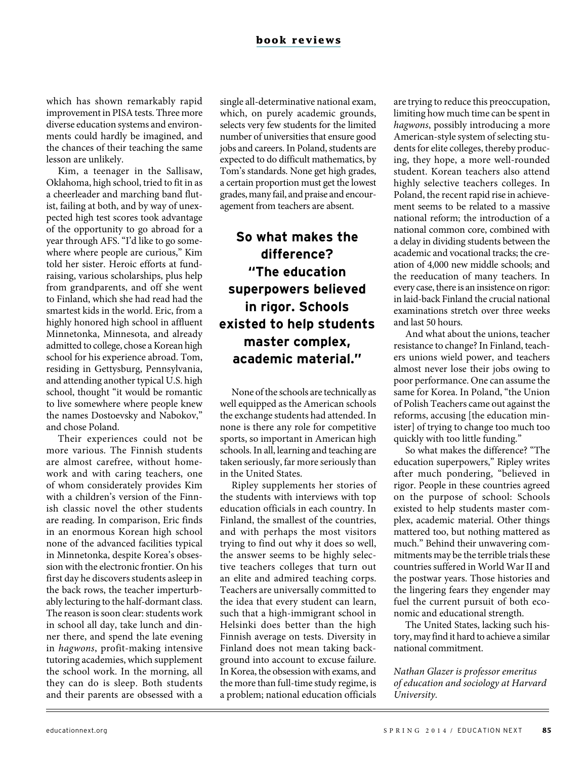which has shown remarkably rapid improvement in PISA tests. Three more diverse education systems and environments could hardly be imagined, and the chances of their teaching the same lesson are unlikely.

Kim, a teenager in the Sallisaw, Oklahoma, high school, tried to fit in as a cheerleader and marching band flutist, failing at both, and by way of unexpected high test scores took advantage of the opportunity to go abroad for a year through AFS. "I'd like to go somewhere where people are curious," Kim told her sister. Heroic efforts at fundraising, various scholarships, plus help from grandparents, and off she went to Finland, which she had read had the smartest kids in the world. Eric, from a highly honored high school in affluent Minnetonka, Minnesota, and already admitted to college, chose a Korean high school for his experience abroad. Tom, residing in Gettysburg, Pennsylvania, and attending another typical U.S. high school, thought "it would be romantic to live somewhere where people knew the names Dostoevsky and Nabokov," and chose Poland.

Their experiences could not be more various. The Finnish students are almost carefree, without homework and with caring teachers, one of whom considerately provides Kim with a children's version of the Finnish classic novel the other students are reading. In comparison, Eric finds in an enormous Korean high school none of the advanced facilities typical in Minnetonka, despite Korea's obsession with the electronic frontier. On his first day he discovers students asleep in the back rows, the teacher imperturbably lecturing to the half-dormant class. The reason is soon clear: students work in school all day, take lunch and dinner there, and spend the late evening in *hagwons*, profit-making intensive tutoring academies, which supplement the school work. In the morning, all they can do is sleep. Both students and their parents are obsessed with a single all-determinative national exam, which, on purely academic grounds, selects very few students for the limited number of universities that ensure good jobs and careers. In Poland, students are expected to do difficult mathematics, by Tom's standards. None get high grades, a certain proportion must get the lowest grades, many fail, and praise and encouragement from teachers are absent.

**So what makes the difference? "The education superpowers believed in rigor. Schools existed to help students master complex, academic material."**

None of the schools are technically as well equipped as the American schools the exchange students had attended. In none is there any role for competitive sports, so important in American high schools. In all, learning and teaching are taken seriously, far more seriously than in the United States.

Ripley supplements her stories of the students with interviews with top education officials in each country. In Finland, the smallest of the countries, and with perhaps the most visitors trying to find out why it does so well, the answer seems to be highly selective teachers colleges that turn out an elite and admired teaching corps. Teachers are universally committed to the idea that every student can learn, such that a high-immigrant school in Helsinki does better than the high Finnish average on tests. Diversity in Finland does not mean taking background into account to excuse failure. In Korea, the obsession with exams, and the more than full-time study regime, is a problem; national education officials are trying to reduce this preoccupation, limiting how much time can be spent in *hagwons*, possibly introducing a more American-style system of selecting students for elite colleges, thereby producing, they hope, a more well-rounded student. Korean teachers also attend highly selective teachers colleges. In Poland, the recent rapid rise in achievement seems to be related to a massive national reform; the introduction of a national common core, combined with a delay in dividing students between the academic and vocational tracks; the creation of 4,000 new middle schools; and the reeducation of many teachers. In every case, there is an insistence on rigor: in laid-back Finland the crucial national examinations stretch over three weeks and last 50 hours.

And what about the unions, teacher resistance to change? In Finland, teachers unions wield power, and teachers almost never lose their jobs owing to poor performance. One can assume the same for Korea. In Poland, "the Union of Polish Teachers came out against the reforms, accusing [the education minister] of trying to change too much too quickly with too little funding."

So what makes the difference? "The education superpowers," Ripley writes after much pondering, "believed in rigor. People in these countries agreed on the purpose of school: Schools existed to help students master complex, academic material. Other things mattered too, but nothing mattered as much." Behind their unwavering commitments may be the terrible trials these countries suffered in World War II and the postwar years. Those histories and the lingering fears they engender may fuel the current pursuit of both economic and educational strength.

The United States, lacking such history, may find it hard to achieve a similar national commitment.

*Nathan Glazer is professor emeritus of education and sociology at Harvard University.*